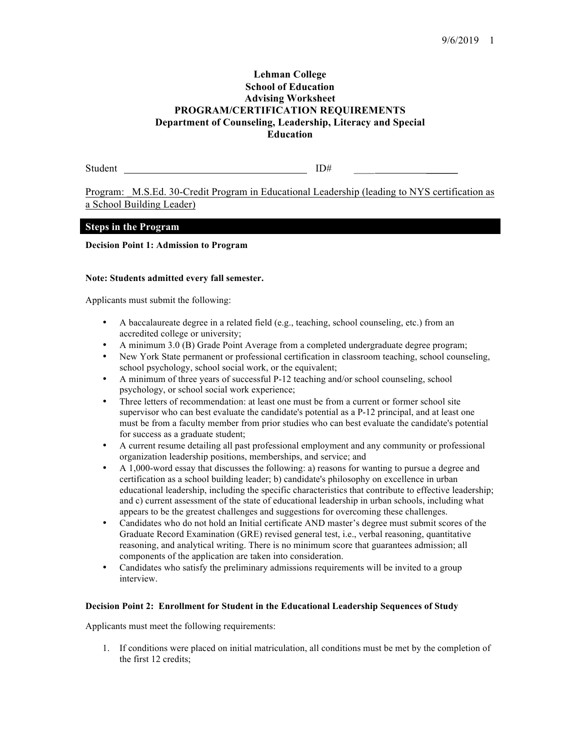# Lehman College
# School of Education
# Advising Worksheet
# PROGRAM/CERTIFICATION REQUIREMENTS
# Department of Counseling, Leadership, Literacy and Special Education

Student ___________________________________ ID# ____________________

Program: M.S.Ed. 30-Credit Program in Educational Leadership (leading to NYS certification as a School Building Leader)

## Steps in the Program

**Decision Point 1: Admission to Program**

**Note: Students admitted every fall semester.**

Applicants must submit the following:

- A baccalaureate degree in a related field (e.g., teaching, school counseling, etc.) from an accredited college or university;
- A minimum 3.0 (B) Grade Point Average from a completed undergraduate degree program;
- New York State permanent or professional certification in classroom teaching, school counseling, school psychology, school social work, or the equivalent;
- A minimum of three years of successful P-12 teaching and/or school counseling, school psychology, or school social work experience;
- Three letters of recommendation: at least one must be from a current or former school site supervisor who can best evaluate the candidate's potential as a P-12 principal, and at least one must be from a faculty member from prior studies who can best evaluate the candidate's potential for success as a graduate student;
- A current resume detailing all past professional employment and any community or professional organization leadership positions, memberships, and service; and
- A 1,000-word essay that discusses the following: a) reasons for wanting to pursue a degree and certification as a school building leader; b) candidate's philosophy on excellence in urban educational leadership, including the specific characteristics that contribute to effective leadership; and c) current assessment of the state of educational leadership in urban schools, including what appears to be the greatest challenges and suggestions for overcoming these challenges.
- Candidates who do not hold an Initial certificate AND master's degree must submit scores of the Graduate Record Examination (GRE) revised general test, i.e., verbal reasoning, quantitative reasoning, and analytical writing. There is no minimum score that guarantees admission; all components of the application are taken into consideration.
- Candidates who satisfy the preliminary admissions requirements will be invited to a group interview.

**Decision Point 2: Enrollment for Student in the Educational Leadership Sequences of Study**

Applicants must meet the following requirements:

1. If conditions were placed on initial matriculation, all conditions must be met by the completion of the first 12 credits;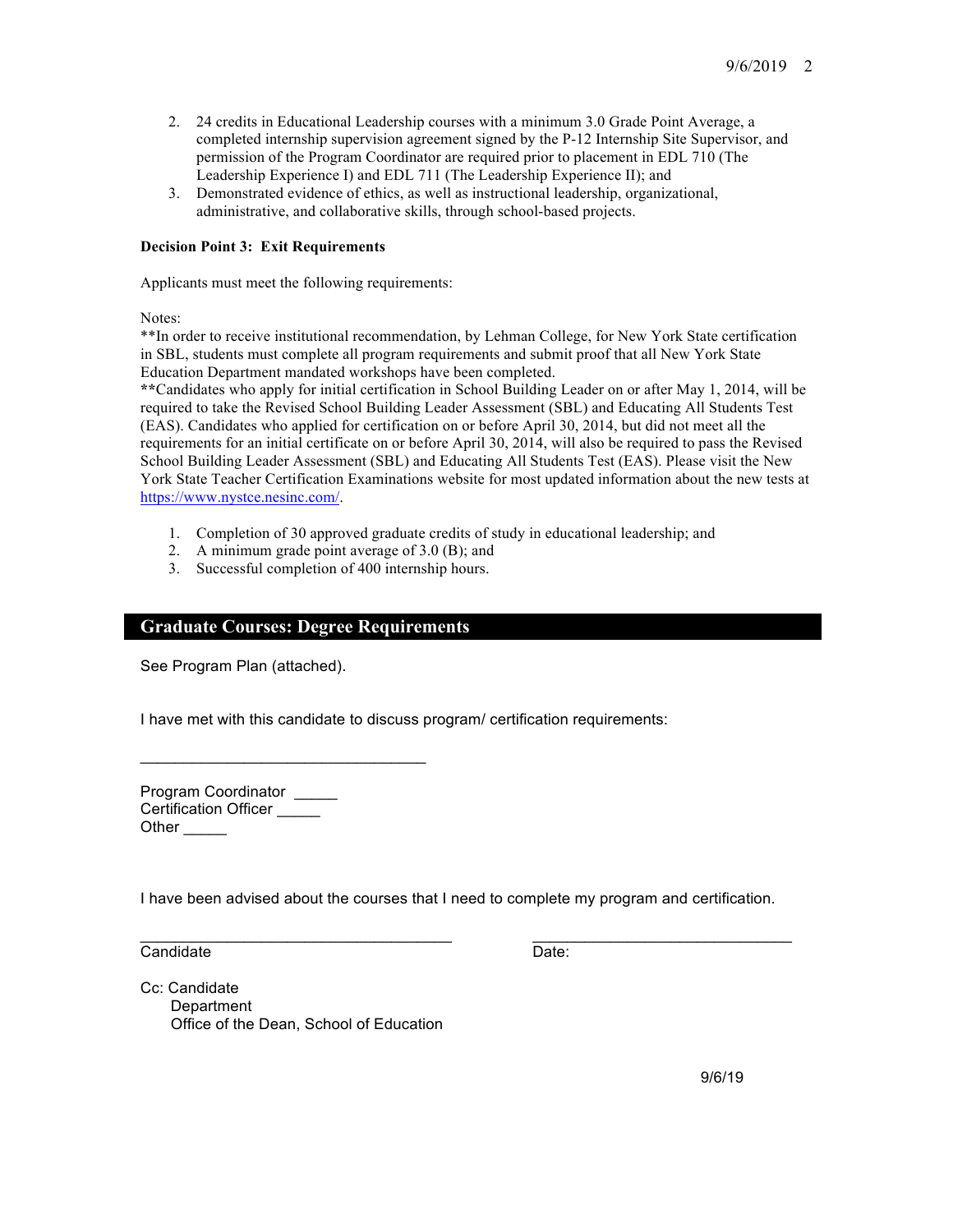2. 24 credits in Educational Leadership courses with a minimum 3.0 Grade Point Average, a completed internship supervision agreement signed by the P-12 Internship Site Supervisor, and permission of the Program Coordinator are required prior to placement in EDL 710 (The Leadership Experience I) and EDL 711 (The Leadership Experience II); and
3. Demonstrated evidence of ethics, as well as instructional leadership, organizational, administrative, and collaborative skills, through school-based projects.

**Decision Point 3: Exit Requirements**

Applicants must meet the following requirements:

Notes:
**In order to receive institutional recommendation, by Lehman College, for New York State certification in SBL, students must complete all program requirements and submit proof that all New York State Education Department mandated workshops have been completed.
**Candidates who apply for initial certification in School Building Leader on or after May 1, 2014, will be required to take the Revised School Building Leader Assessment (SBL) and Educating All Students Test (EAS). Candidates who applied for certification on or before April 30, 2014, but did not meet all the requirements for an initial certificate on or before April 30, 2014, will also be required to pass the Revised School Building Leader Assessment (SBL) and Educating All Students Test (EAS). Please visit the New York State Teacher Certification Examinations website for most updated information about the new tests at https://www.nystce.nesinc.com/.

1. Completion of 30 approved graduate credits of study in educational leadership; and
2. A minimum grade point average of 3.0 (B); and
3. Successful completion of 400 internship hours.

## Graduate Courses: Degree Requirements

See Program Plan (attached).

I have met with this candidate to discuss program/ certification requirements:

________________________________

Program Coordinator _____
Certification Officer _____
Other _____

I have been advised about the courses that I need to complete my program and certification.

___________________________________ &nbsp;&nbsp;&nbsp;&nbsp; _____________________________
Candidate &nbsp;&nbsp;&nbsp;&nbsp; Date:

Cc: Candidate
Department
Office of the Dean, School of Education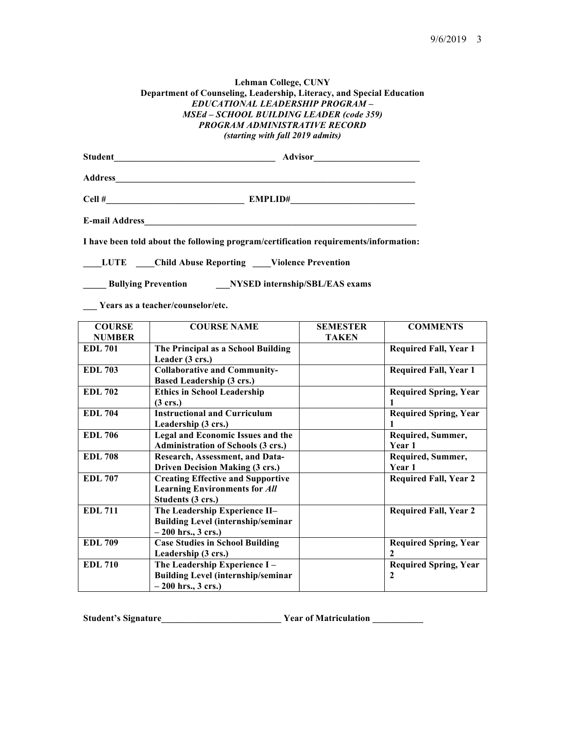**Lehman College, CUNY**
**Department of Counseling, Leadership, Literacy, and Special Education**
***EDUCATIONAL LEADERSHIP PROGRAM –***
***MSEd – SCHOOL BUILDING LEADER (code 359)***
***PROGRAM ADMINISTRATIVE RECORD***
***(starting with fall 2019 admits)***

**Student**___________________________________ **Advisor**_______________________

**Address**_________________________________________________________________

**Cell #**______________________________ **EMPLID#**___________________________

**E-mail Address**____________________________________________________________

**I have been told about the following program/certification requirements/information:**

**____LUTE ____Child Abuse Reporting ____Violence Prevention**

**_____ Bullying Prevention ___NYSED internship/SBL/EAS exams**

**___ Years as a teacher/counselor/etc.**

| COURSE NUMBER | COURSE NAME | SEMESTER TAKEN | COMMENTS |
|---|---|---|---|
| **EDL 701** | **The Principal as a School Building Leader (3 crs.)** | | **Required Fall, Year 1** |
| **EDL 703** | **Collaborative and Community-Based Leadership (3 crs.)** | | **Required Fall, Year 1** |
| **EDL 702** | **Ethics in School Leadership (3 crs.)** | | **Required Spring, Year 1** |
| **EDL 704** | **Instructional and Curriculum Leadership (3 crs.)** | | **Required Spring, Year 1** |
| **EDL 706** | **Legal and Economic Issues and the Administration of Schools (3 crs.)** | | **Required, Summer, Year 1** |
| **EDL 708** | **Research, Assessment, and Data-Driven Decision Making (3 crs.)** | | **Required, Summer, Year 1** |
| **EDL 707** | **Creating Effective and Supportive Learning Environments for *All* Students (3 crs.)** | | **Required Fall, Year 2** |
| **EDL 711** | **The Leadership Experience II– Building Level (internship/seminar – 200 hrs., 3 crs.)** | | **Required Fall, Year 2** |
| **EDL 709** | **Case Studies in School Building Leadership (3 crs.)** | | **Required Spring, Year 2** |
| **EDL 710** | **The Leadership Experience I – Building Level (internship/seminar – 200 hrs., 3 crs.)** | | **Required Spring, Year 2** |

**Student's Signature**__________________________ **Year of Matriculation** ___________